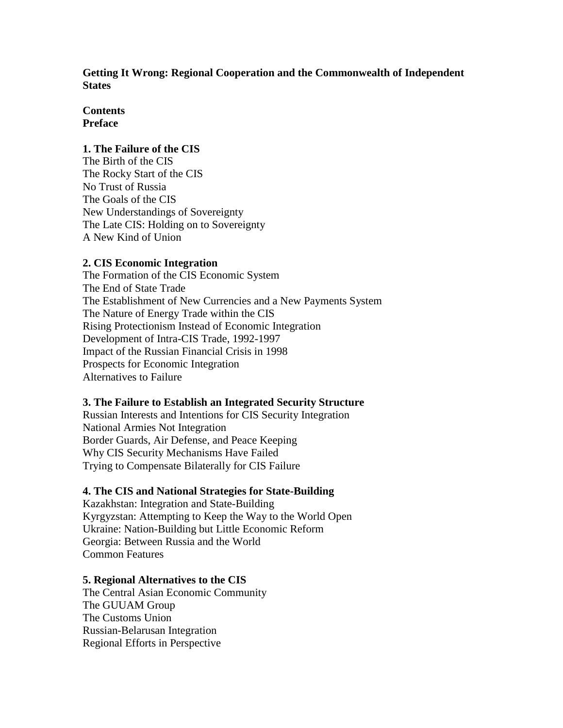# Getting It Wrong: Regional Cooperation and the Commonwealth of Independent States

**Contents**

**Preface**

**1. The Failure of the CIS**

The Birth of the CIS
The Rocky Start of the CIS
No Trust of Russia
The Goals of the CIS
New Understandings of Sovereignty
The Late CIS: Holding on to Sovereignty
A New Kind of Union

**2. CIS Economic Integration**

The Formation of the CIS Economic System
The End of State Trade
The Establishment of New Currencies and a New Payments System
The Nature of Energy Trade within the CIS
Rising Protectionism Instead of Economic Integration
Development of Intra-CIS Trade, 1992-1997
Impact of the Russian Financial Crisis in 1998
Prospects for Economic Integration
Alternatives to Failure

**3. The Failure to Establish an Integrated Security Structure**

Russian Interests and Intentions for CIS Security Integration
National Armies Not Integration
Border Guards, Air Defense, and Peace Keeping
Why CIS Security Mechanisms Have Failed
Trying to Compensate Bilaterally for CIS Failure

**4. The CIS and National Strategies for State-Building**

Kazakhstan: Integration and State-Building
Kyrgyzstan: Attempting to Keep the Way to the World Open
Ukraine: Nation-Building but Little Economic Reform
Georgia: Between Russia and the World
Common Features

**5. Regional Alternatives to the CIS**

The Central Asian Economic Community
The GUUAM Group
The Customs Union
Russian-Belarusan Integration
Regional Efforts in Perspective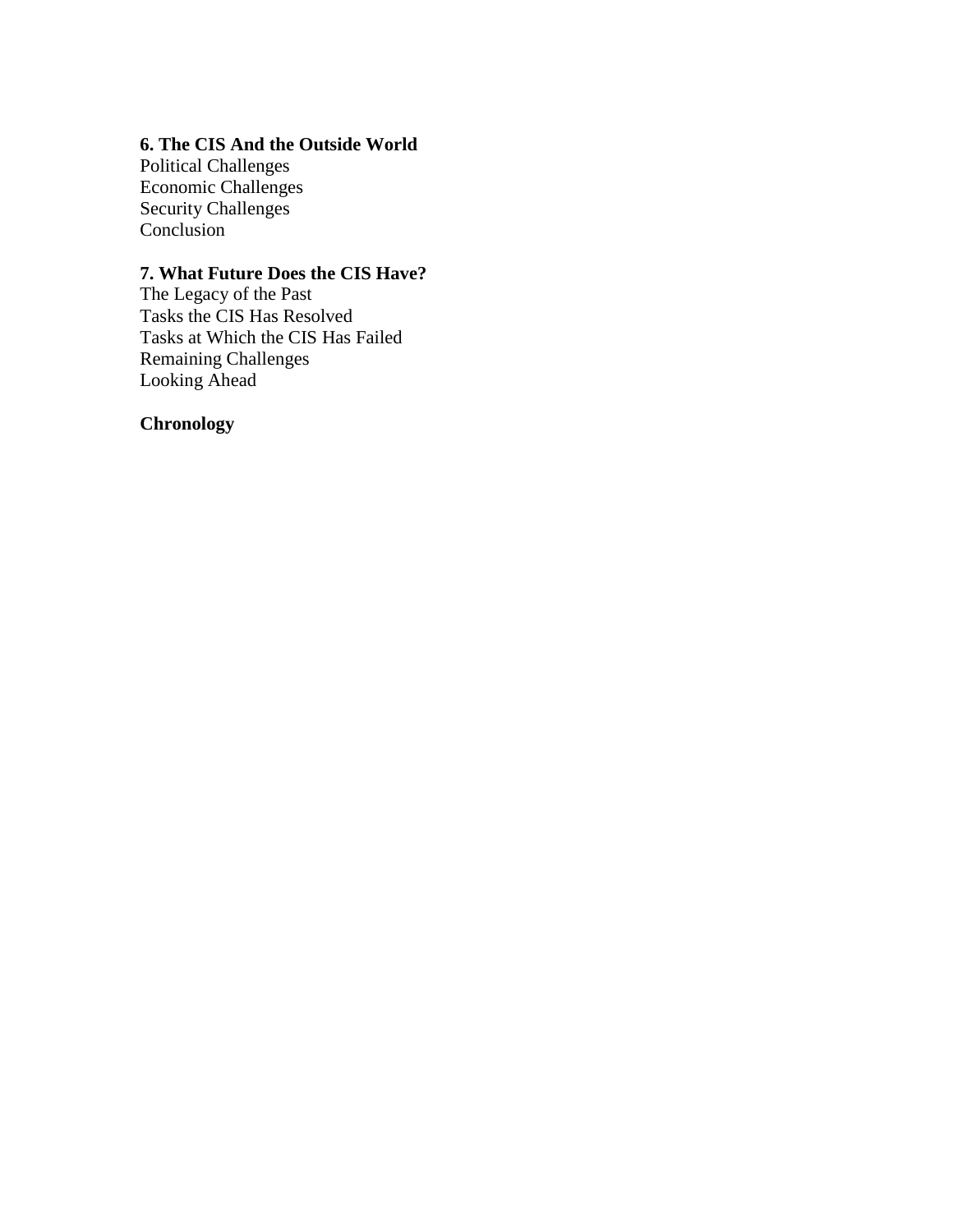**6. The CIS And the Outside World**
Political Challenges
Economic Challenges
Security Challenges
Conclusion

**7. What Future Does the CIS Have?**
The Legacy of the Past
Tasks the CIS Has Resolved
Tasks at Which the CIS Has Failed
Remaining Challenges
Looking Ahead

**Chronology**